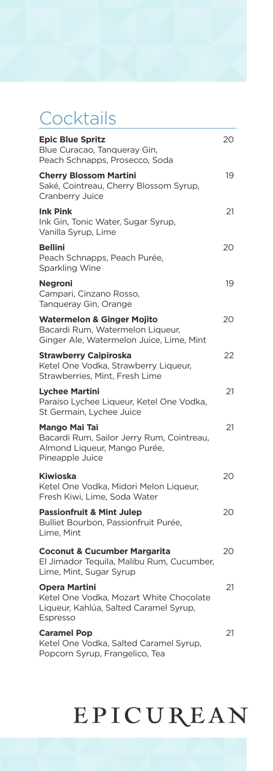# Cocktails

**Epic Blue Spritz** 20
Blue Curacao, Tanqueray Gin, Peach Schnapps, Prosecco, Soda

**Cherry Blossom Martini** 19
Saké, Cointreau, Cherry Blossom Syrup, Cranberry Juice

**Ink Pink** 21
Ink Gin, Tonic Water, Sugar Syrup, Vanilla Syrup, Lime

**Bellini** 20
Peach Schnapps, Peach Purée, Sparkling Wine

**Negroni** 19
Campari, Cinzano Rosso, Tanqueray Gin, Orange

**Watermelon & Ginger Mojito** 20
Bacardi Rum, Watermelon Liqueur, Ginger Ale, Watermelon Juice, Lime, Mint

**Strawberry Caipiroska** 22
Ketel One Vodka, Strawberry Liqueur, Strawberries, Mint, Fresh Lime

**Lychee Martini** 21
Paraiso Lychee Liqueur, Ketel One Vodka, St Germain, Lychee Juice

**Mango Mai Tai** 21
Bacardi Rum, Sailor Jerry Rum, Cointreau, Almond Liqueur, Mango Purée, Pineapple Juice

**Kiwioska** 20
Ketel One Vodka, Midori Melon Liqueur, Fresh Kiwi, Lime, Soda Water

**Passionfruit & Mint Julep** 20
Bulliet Bourbon, Passionfruit Purée, Lime, Mint

**Coconut & Cucumber Margarita** 20
El Jimador Tequila, Malibu Rum, Cucumber, Lime, Mint, Sugar Syrup

**Opera Martini** 21
Ketel One Vodka, Mozart White Chocolate Liqueur, Kahlúa, Salted Caramel Syrup, Espresso

**Caramel Pop** 21
Ketel One Vodka, Salted Caramel Syrup, Popcorn Syrup, Frangelico, Tea

EPICUREAN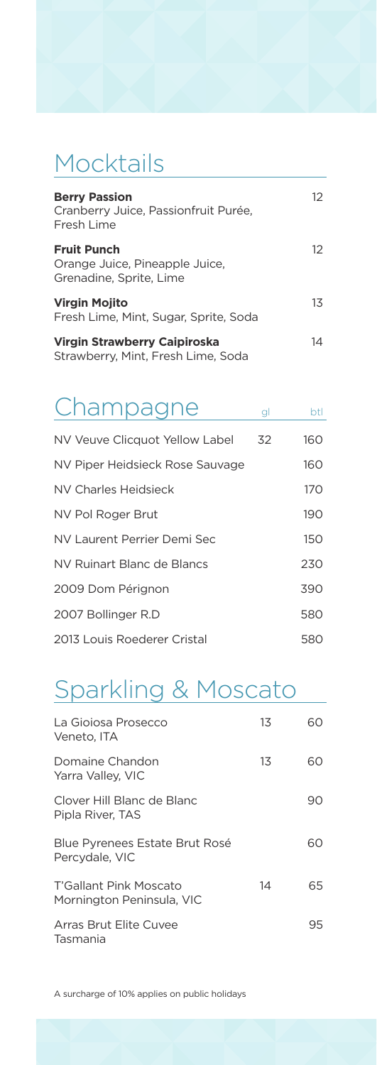## Mocktails

| | |
|---|---|
| **Berry Passion**<br>Cranberry Juice, Passionfruit Purée, Fresh Lime | 12 |
| **Fruit Punch**<br>Orange Juice, Pineapple Juice, Grenadine, Sprite, Lime | 12 |
| **Virgin Mojito**<br>Fresh Lime, Mint, Sugar, Sprite, Soda | 13 |
| **Virgin Strawberry Caipiroska**<br>Strawberry, Mint, Fresh Lime, Soda | 14 |

## Champagne

| | gl | btl |
|---|---|---|
| NV Veuve Clicquot Yellow Label | 32 | 160 |
| NV Piper Heidsieck Rose Sauvage | | 160 |
| NV Charles Heidsieck | | 170 |
| NV Pol Roger Brut | | 190 |
| NV Laurent Perrier Demi Sec | | 150 |
| NV Ruinart Blanc de Blancs | | 230 |
| 2009 Dom Pérignon | | 390 |
| 2007 Bollinger R.D | | 580 |
| 2013 Louis Roederer Cristal | | 580 |

## Sparkling & Moscato

| | gl | btl |
|---|---|---|
| La Gioiosa Prosecco<br>Veneto, ITA | 13 | 60 |
| Domaine Chandon<br>Yarra Valley, VIC | 13 | 60 |
| Clover Hill Blanc de Blanc<br>Pipla River, TAS | | 90 |
| Blue Pyrenees Estate Brut Rosé<br>Percydale, VIC | | 60 |
| T'Gallant Pink Moscato<br>Mornington Peninsula, VIC | 14 | 65 |
| Arras Brut Elite Cuvee<br>Tasmania | | 95 |

A surcharge of 10% applies on public holidays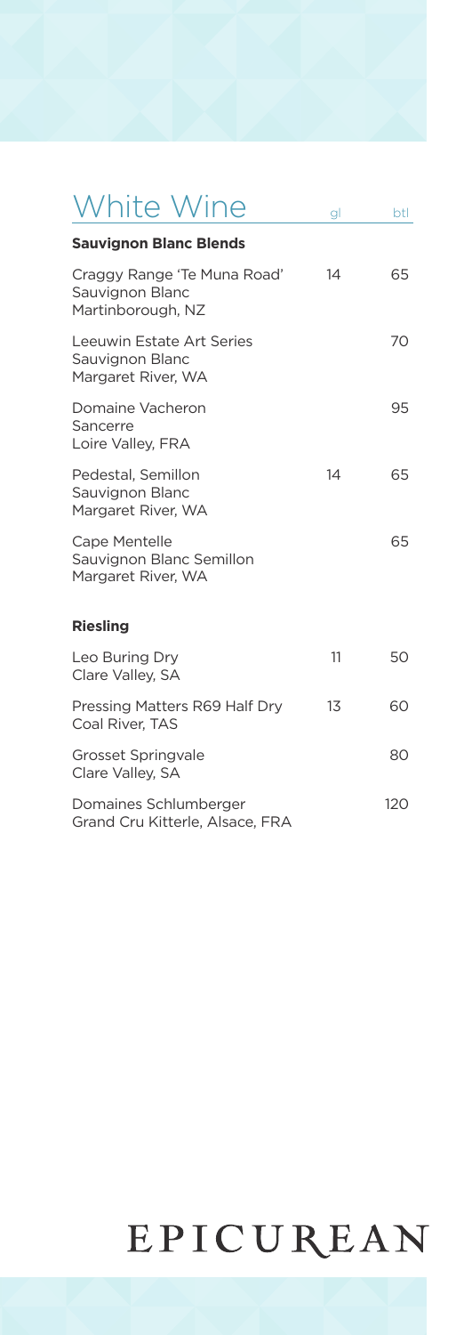# White Wine

| | gl | btl |
|---|---|---|
| **Sauvignon Blanc Blends** | | |
| Craggy Range 'Te Muna Road' Sauvignon Blanc Martinborough, NZ | 14 | 65 |
| Leeuwin Estate Art Series Sauvignon Blanc Margaret River, WA | | 70 |
| Domaine Vacheron Sancerre Loire Valley, FRA | | 95 |
| Pedestal, Semillon Sauvignon Blanc Margaret River, WA | 14 | 65 |
| Cape Mentelle Sauvignon Blanc Semillon Margaret River, WA | | 65 |
| **Riesling** | | |
| Leo Buring Dry Clare Valley, SA | 11 | 50 |
| Pressing Matters R69 Half Dry Coal River, TAS | 13 | 60 |
| Grosset Springvale Clare Valley, SA | | 80 |
| Domaines Schlumberger Grand Cru Kitterle, Alsace, FRA | | 120 |

EPICUREAN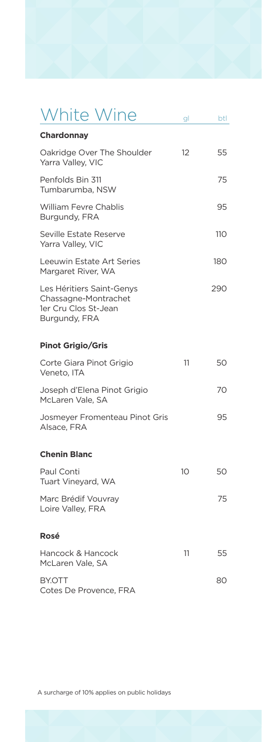# White Wine

| | gl | btl |
|---|---|---|
| **Chardonnay** | | |
| Oakridge Over The Shoulder<br>Yarra Valley, VIC | 12 | 55 |
| Penfolds Bin 311<br>Tumbarumba, NSW | | 75 |
| William Fevre Chablis<br>Burgundy, FRA | | 95 |
| Seville Estate Reserve<br>Yarra Valley, VIC | | 110 |
| Leeuwin Estate Art Series<br>Margaret River, WA | | 180 |
| Les Héritiers Saint-Genys<br>Chassagne-Montrachet<br>1er Cru Clos St-Jean<br>Burgundy, FRA | | 290 |
| **Pinot Grigio/Gris** | | |
| Corte Giara Pinot Grigio<br>Veneto, ITA | 11 | 50 |
| Joseph d'Elena Pinot Grigio<br>McLaren Vale, SA | | 70 |
| Josmeyer Fromenteau Pinot Gris<br>Alsace, FRA | | 95 |
| **Chenin Blanc** | | |
| Paul Conti<br>Tuart Vineyard, WA | 10 | 50 |
| Marc Brédif Vouvray<br>Loire Valley, FRA | | 75 |
| **Rosé** | | |
| Hancock & Hancock<br>McLaren Vale, SA | 11 | 55 |
| BY.OTT<br>Cotes De Provence, FRA | | 80 |

A surcharge of 10% applies on public holidays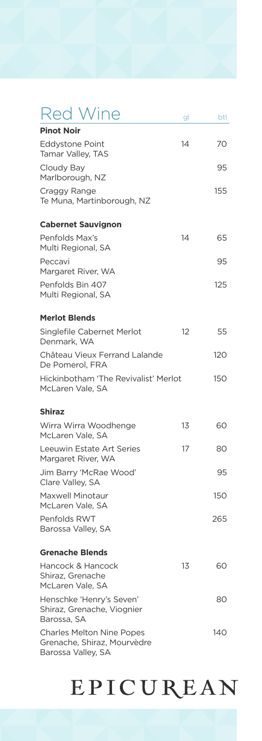# Red Wine

| | gl | btl |
|---|---|---|
| **Pinot Noir** | | |
| Eddystone Point<br>Tamar Valley, TAS | 14 | 70 |
| Cloudy Bay<br>Marlborough, NZ | | 95 |
| Craggy Range<br>Te Muna, Martinborough, NZ | | 155 |
| **Cabernet Sauvignon** | | |
| Penfolds Max's<br>Multi Regional, SA | 14 | 65 |
| Peccavi<br>Margaret River, WA | | 95 |
| Penfolds Bin 407<br>Multi Regional, SA | | 125 |
| **Merlot Blends** | | |
| Singlefile Cabernet Merlot<br>Denmark, WA | 12 | 55 |
| Château Vieux Ferrand Lalande<br>De Pomerol, FRA | | 120 |
| Hickinbotham 'The Revivalist' Merlot<br>McLaren Vale, SA | | 150 |
| **Shiraz** | | |
| Wirra Wirra Woodhenge<br>McLaren Vale, SA | 13 | 60 |
| Leeuwin Estate Art Series<br>Margaret River, WA | 17 | 80 |
| Jim Barry 'McRae Wood'<br>Clare Valley, SA | | 95 |
| Maxwell Minotaur<br>McLaren Vale, SA | | 150 |
| Penfolds RWT<br>Barossa Valley, SA | | 265 |
| **Grenache Blends** | | |
| Hancock & Hancock<br>Shiraz, Grenache<br>McLaren Vale, SA | 13 | 60 |
| Henschke 'Henry's Seven'<br>Shiraz, Grenache, Viognier<br>Barossa, SA | | 80 |
| Charles Melton Nine Popes<br>Grenache, Shiraz, Mourvèdre<br>Barossa Valley, SA | | 140 |

EPICUREAN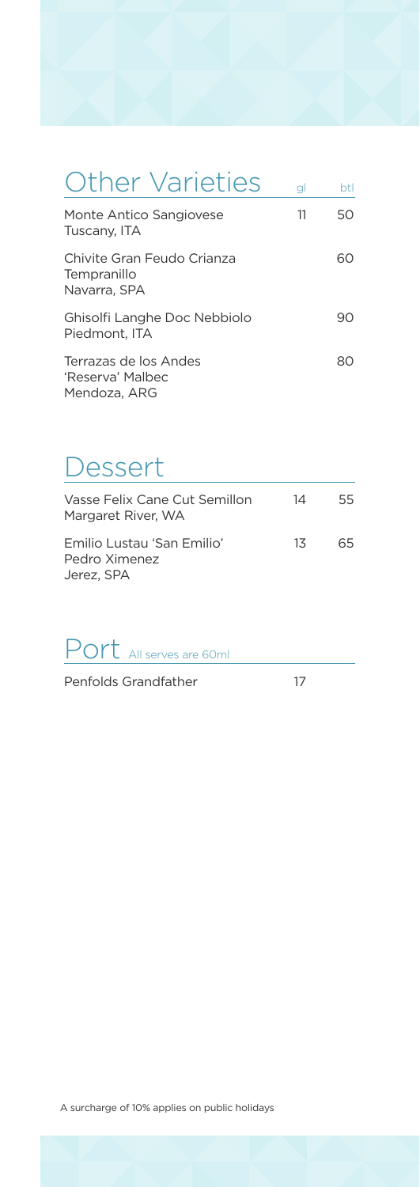## Other Varieties

| | gl | btl |
|---|---|---|
| Monte Antico Sangiovese<br>Tuscany, ITA | 11 | 50 |
| Chivite Gran Feudo Crianza<br>Tempranillo<br>Navarra, SPA | | 60 |
| Ghisolfi Langhe Doc Nebbiolo<br>Piedmont, ITA | | 90 |
| Terrazas de los Andes<br>'Reserva' Malbec<br>Mendoza, ARG | | 80 |

## Dessert

| | gl | btl |
|---|---|---|
| Vasse Felix Cane Cut Semillon<br>Margaret River, WA | 14 | 55 |
| Emilio Lustau 'San Emilio'<br>Pedro Ximenez<br>Jerez, SPA | 13 | 65 |

## Port All serves are 60ml

| | gl |
|---|---|
| Penfolds Grandfather | 17 |

A surcharge of 10% applies on public holidays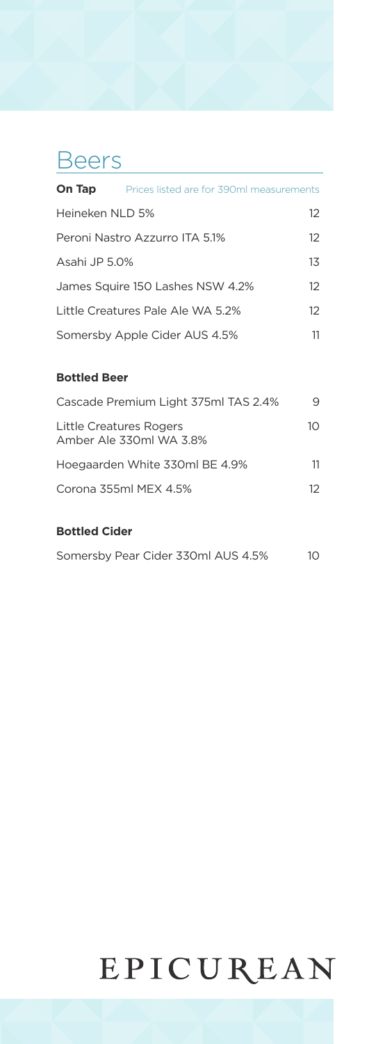# Beers

**On Tap** Prices listed are for 390ml measurements

| | |
|---|---|
| Heineken NLD 5% | 12 |
| Peroni Nastro Azzurro ITA 5.1% | 12 |
| Asahi JP 5.0% | 13 |
| James Squire 150 Lashes NSW 4.2% | 12 |
| Little Creatures Pale Ale WA 5.2% | 12 |
| Somersby Apple Cider AUS 4.5% | 11 |

**Bottled Beer**

| | |
|---|---|
| Cascade Premium Light 375ml TAS 2.4% | 9 |
| Little Creatures Rogers Amber Ale 330ml WA 3.8% | 10 |
| Hoegaarden White 330ml BE 4.9% | 11 |
| Corona 355ml MEX 4.5% | 12 |

**Bottled Cider**

| | |
|---|---|
| Somersby Pear Cider 330ml AUS 4.5% | 10 |

EPICUREAN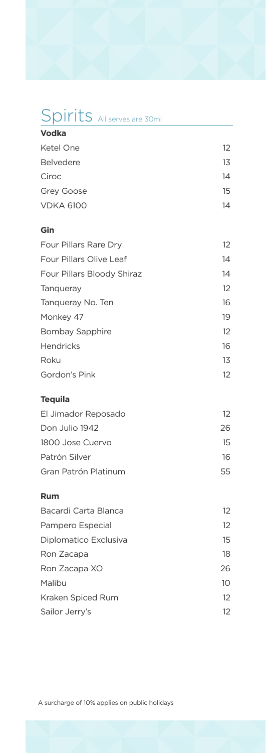# Spirits

All serves are 30ml

## Vodka

| | |
|---|---|
| Ketel One | 12 |
| Belvedere | 13 |
| Ciroc | 14 |
| Grey Goose | 15 |
| VDKA 6100 | 14 |

## Gin

| | |
|---|---|
| Four Pillars Rare Dry | 12 |
| Four Pillars Olive Leaf | 14 |
| Four Pillars Bloody Shiraz | 14 |
| Tanqueray | 12 |
| Tanqueray No. Ten | 16 |
| Monkey 47 | 19 |
| Bombay Sapphire | 12 |
| Hendricks | 16 |
| Roku | 13 |
| Gordon's Pink | 12 |

## Tequila

| | |
|---|---|
| El Jimador Reposado | 12 |
| Don Julio 1942 | 26 |
| 1800 Jose Cuervo | 15 |
| Patrón Silver | 16 |
| Gran Patrón Platinum | 55 |

## Rum

| | |
|---|---|
| Bacardi Carta Blanca | 12 |
| Pampero Especial | 12 |
| Diplomatico Exclusiva | 15 |
| Ron Zacapa | 18 |
| Ron Zacapa XO | 26 |
| Malibu | 10 |
| Kraken Spiced Rum | 12 |
| Sailor Jerry's | 12 |

A surcharge of 10% applies on public holidays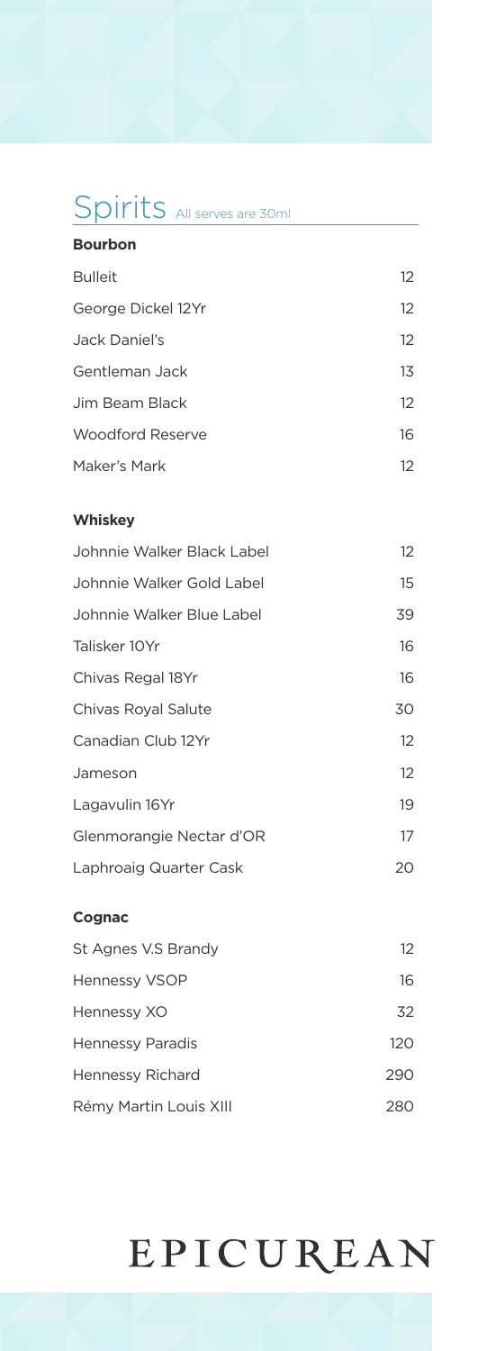# Spirits All serves are 30ml

## Bourbon

| | |
|---|---|
| Bulleit | 12 |
| George Dickel 12Yr | 12 |
| Jack Daniel's | 12 |
| Gentleman Jack | 13 |
| Jim Beam Black | 12 |
| Woodford Reserve | 16 |
| Maker's Mark | 12 |

## Whiskey

| | |
|---|---|
| Johnnie Walker Black Label | 12 |
| Johnnie Walker Gold Label | 15 |
| Johnnie Walker Blue Label | 39 |
| Talisker 10Yr | 16 |
| Chivas Regal 18Yr | 16 |
| Chivas Royal Salute | 30 |
| Canadian Club 12Yr | 12 |
| Jameson | 12 |
| Lagavulin 16Yr | 19 |
| Glenmorangie Nectar d'OR | 17 |
| Laphroaig Quarter Cask | 20 |

## Cognac

| | |
|---|---|
| St Agnes V.S Brandy | 12 |
| Hennessy VSOP | 16 |
| Hennessy XO | 32 |
| Hennessy Paradis | 120 |
| Hennessy Richard | 290 |
| Rémy Martin Louis XIII | 280 |

EPICUREAN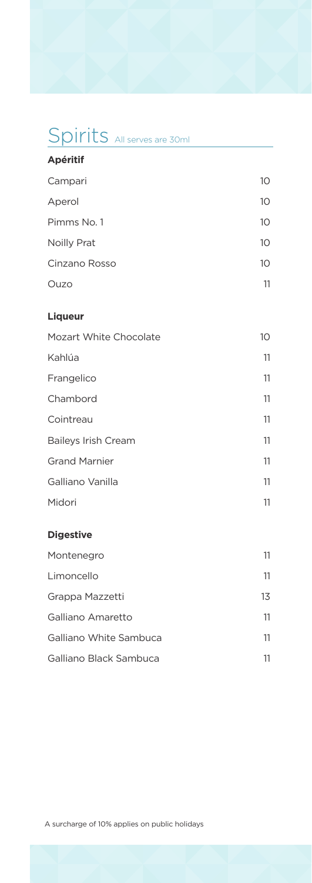# Spirits

All serves are 30ml

### Apéritif

| | |
|---|---|
| Campari | 10 |
| Aperol | 10 |
| Pimms No. 1 | 10 |
| Noilly Prat | 10 |
| Cinzano Rosso | 10 |
| Ouzo | 11 |

### Liqueur

| | |
|---|---|
| Mozart White Chocolate | 10 |
| Kahlúa | 11 |
| Frangelico | 11 |
| Chambord | 11 |
| Cointreau | 11 |
| Baileys Irish Cream | 11 |
| Grand Marnier | 11 |
| Galliano Vanilla | 11 |
| Midori | 11 |

### Digestive

| | |
|---|---|
| Montenegro | 11 |
| Limoncello | 11 |
| Grappa Mazzetti | 13 |
| Galliano Amaretto | 11 |
| Galliano White Sambuca | 11 |
| Galliano Black Sambuca | 11 |

A surcharge of 10% applies on public holidays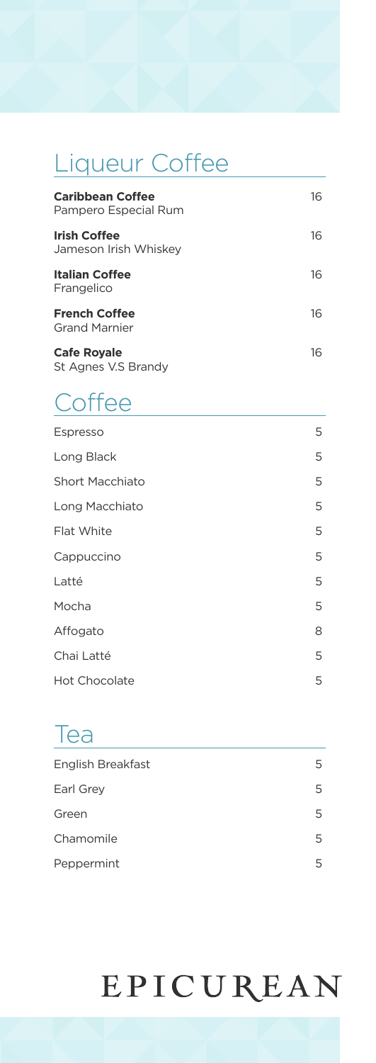## Liqueur Coffee

| Item | Price |
| --- | --- |
| **Caribbean Coffee** Pampero Especial Rum | 16 |
| **Irish Coffee** Jameson Irish Whiskey | 16 |
| **Italian Coffee** Frangelico | 16 |
| **French Coffee** Grand Marnier | 16 |
| **Cafe Royale** St Agnes V.S Brandy | 16 |

## Coffee

| Item | Price |
| --- | --- |
| Espresso | 5 |
| Long Black | 5 |
| Short Macchiato | 5 |
| Long Macchiato | 5 |
| Flat White | 5 |
| Cappuccino | 5 |
| Latté | 5 |
| Mocha | 5 |
| Affogato | 8 |
| Chai Latté | 5 |
| Hot Chocolate | 5 |

## Tea

| Item | Price |
| --- | --- |
| English Breakfast | 5 |
| Earl Grey | 5 |
| Green | 5 |
| Chamomile | 5 |
| Peppermint | 5 |

EPICUREAN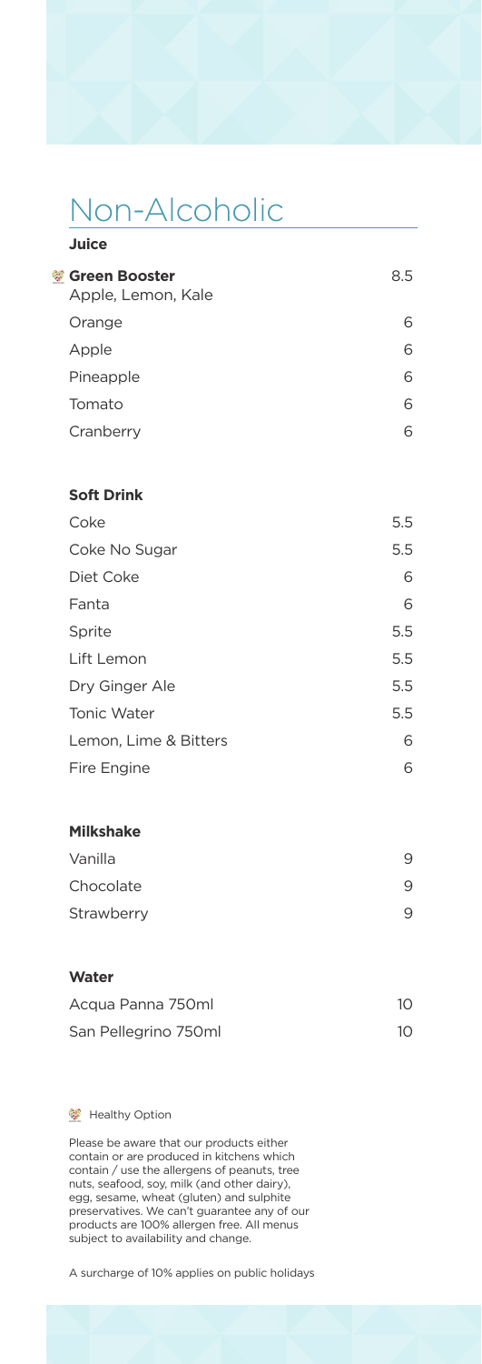# Non-Alcoholic

## Juice

| | |
|---|---|
| **Green Booster** Apple, Lemon, Kale | 8.5 |
| Orange | 6 |
| Apple | 6 |
| Pineapple | 6 |
| Tomato | 6 |
| Cranberry | 6 |

## Soft Drink

| | |
|---|---|
| Coke | 5.5 |
| Coke No Sugar | 5.5 |
| Diet Coke | 6 |
| Fanta | 6 |
| Sprite | 5.5 |
| Lift Lemon | 5.5 |
| Dry Ginger Ale | 5.5 |
| Tonic Water | 5.5 |
| Lemon, Lime & Bitters | 6 |
| Fire Engine | 6 |

## Milkshake

| | |
|---|---|
| Vanilla | 9 |
| Chocolate | 9 |
| Strawberry | 9 |

## Water

| | |
|---|---|
| Acqua Panna 750ml | 10 |
| San Pellegrino 750ml | 10 |

Healthy Option

Please be aware that our products either contain or are produced in kitchens which contain / use the allergens of peanuts, tree nuts, seafood, soy, milk (and other dairy), egg, sesame, wheat (gluten) and sulphite preservatives. We can't guarantee any of our products are 100% allergen free. All menus subject to availability and change.

A surcharge of 10% applies on public holidays